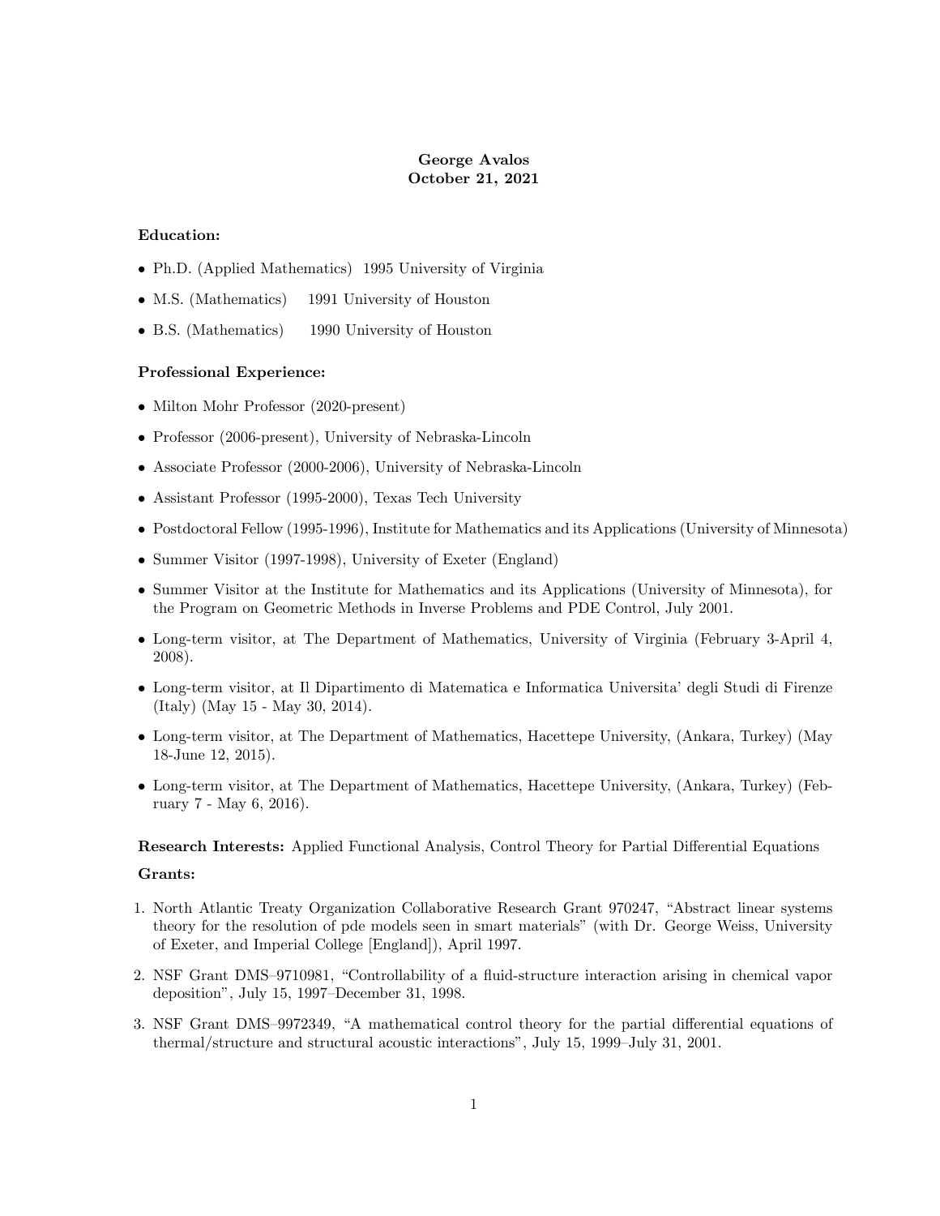**George Avalos**
**October 21, 2021**

**Education:**

- Ph.D. (Applied Mathematics) 1995 University of Virginia
- M.S. (Mathematics) 1991 University of Houston
- B.S. (Mathematics) 1990 University of Houston

**Professional Experience:**

- Milton Mohr Professor (2020-present)
- Professor (2006-present), University of Nebraska-Lincoln
- Associate Professor (2000-2006), University of Nebraska-Lincoln
- Assistant Professor (1995-2000), Texas Tech University
- Postdoctoral Fellow (1995-1996), Institute for Mathematics and its Applications (University of Minnesota)
- Summer Visitor (1997-1998), University of Exeter (England)
- Summer Visitor at the Institute for Mathematics and its Applications (University of Minnesota), for the Program on Geometric Methods in Inverse Problems and PDE Control, July 2001.
- Long-term visitor, at The Department of Mathematics, University of Virginia (February 3-April 4, 2008).
- Long-term visitor, at Il Dipartimento di Matematica e Informatica Universita' degli Studi di Firenze (Italy) (May 15 - May 30, 2014).
- Long-term visitor, at The Department of Mathematics, Hacettepe University, (Ankara, Turkey) (May 18-June 12, 2015).
- Long-term visitor, at The Department of Mathematics, Hacettepe University, (Ankara, Turkey) (February 7 - May 6, 2016).

**Research Interests:** Applied Functional Analysis, Control Theory for Partial Differential Equations

**Grants:**

1. North Atlantic Treaty Organization Collaborative Research Grant 970247, "Abstract linear systems theory for the resolution of pde models seen in smart materials" (with Dr. George Weiss, University of Exeter, and Imperial College [England]), April 1997.
2. NSF Grant DMS–9710981, "Controllability of a fluid-structure interaction arising in chemical vapor deposition", July 15, 1997–December 31, 1998.
3. NSF Grant DMS–9972349, "A mathematical control theory for the partial differential equations of thermal/structure and structural acoustic interactions", July 15, 1999–July 31, 2001.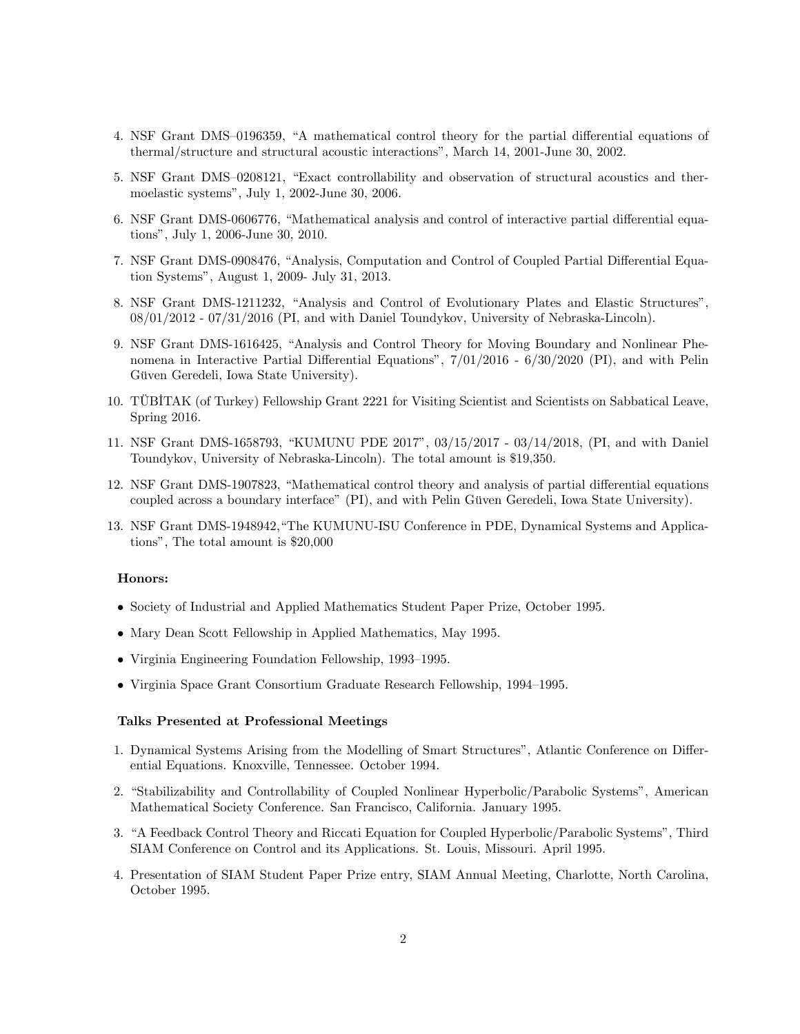4. NSF Grant DMS–0196359, "A mathematical control theory for the partial differential equations of thermal/structure and structural acoustic interactions", March 14, 2001-June 30, 2002.

5. NSF Grant DMS–0208121, "Exact controllability and observation of structural acoustics and thermoelastic systems", July 1, 2002-June 30, 2006.

6. NSF Grant DMS-0606776, "Mathematical analysis and control of interactive partial differential equations", July 1, 2006-June 30, 2010.

7. NSF Grant DMS-0908476, "Analysis, Computation and Control of Coupled Partial Differential Equation Systems", August 1, 2009- July 31, 2013.

8. NSF Grant DMS-1211232, "Analysis and Control of Evolutionary Plates and Elastic Structures", 08/01/2012 - 07/31/2016 (PI, and with Daniel Toundykov, University of Nebraska-Lincoln).

9. NSF Grant DMS-1616425, "Analysis and Control Theory for Moving Boundary and Nonlinear Phenomena in Interactive Partial Differential Equations", 7/01/2016 - 6/30/2020 (PI), and with Pelin Güven Geredeli, Iowa State University).

10. TÜBİTAK (of Turkey) Fellowship Grant 2221 for Visiting Scientist and Scientists on Sabbatical Leave, Spring 2016.

11. NSF Grant DMS-1658793, "KUMUNU PDE 2017", 03/15/2017 - 03/14/2018, (PI, and with Daniel Toundykov, University of Nebraska-Lincoln). The total amount is $19,350.

12. NSF Grant DMS-1907823, "Mathematical control theory and analysis of partial differential equations coupled across a boundary interface" (PI), and with Pelin Güven Geredeli, Iowa State University).

13. NSF Grant DMS-1948942,"The KUMUNU-ISU Conference in PDE, Dynamical Systems and Applications", The total amount is $20,000

**Honors:**

- Society of Industrial and Applied Mathematics Student Paper Prize, October 1995.
- Mary Dean Scott Fellowship in Applied Mathematics, May 1995.
- Virginia Engineering Foundation Fellowship, 1993–1995.
- Virginia Space Grant Consortium Graduate Research Fellowship, 1994–1995.

**Talks Presented at Professional Meetings**

1. Dynamical Systems Arising from the Modelling of Smart Structures", Atlantic Conference on Differential Equations. Knoxville, Tennessee. October 1994.

2. "Stabilizability and Controllability of Coupled Nonlinear Hyperbolic/Parabolic Systems", American Mathematical Society Conference. San Francisco, California. January 1995.

3. "A Feedback Control Theory and Riccati Equation for Coupled Hyperbolic/Parabolic Systems", Third SIAM Conference on Control and its Applications. St. Louis, Missouri. April 1995.

4. Presentation of SIAM Student Paper Prize entry, SIAM Annual Meeting, Charlotte, North Carolina, October 1995.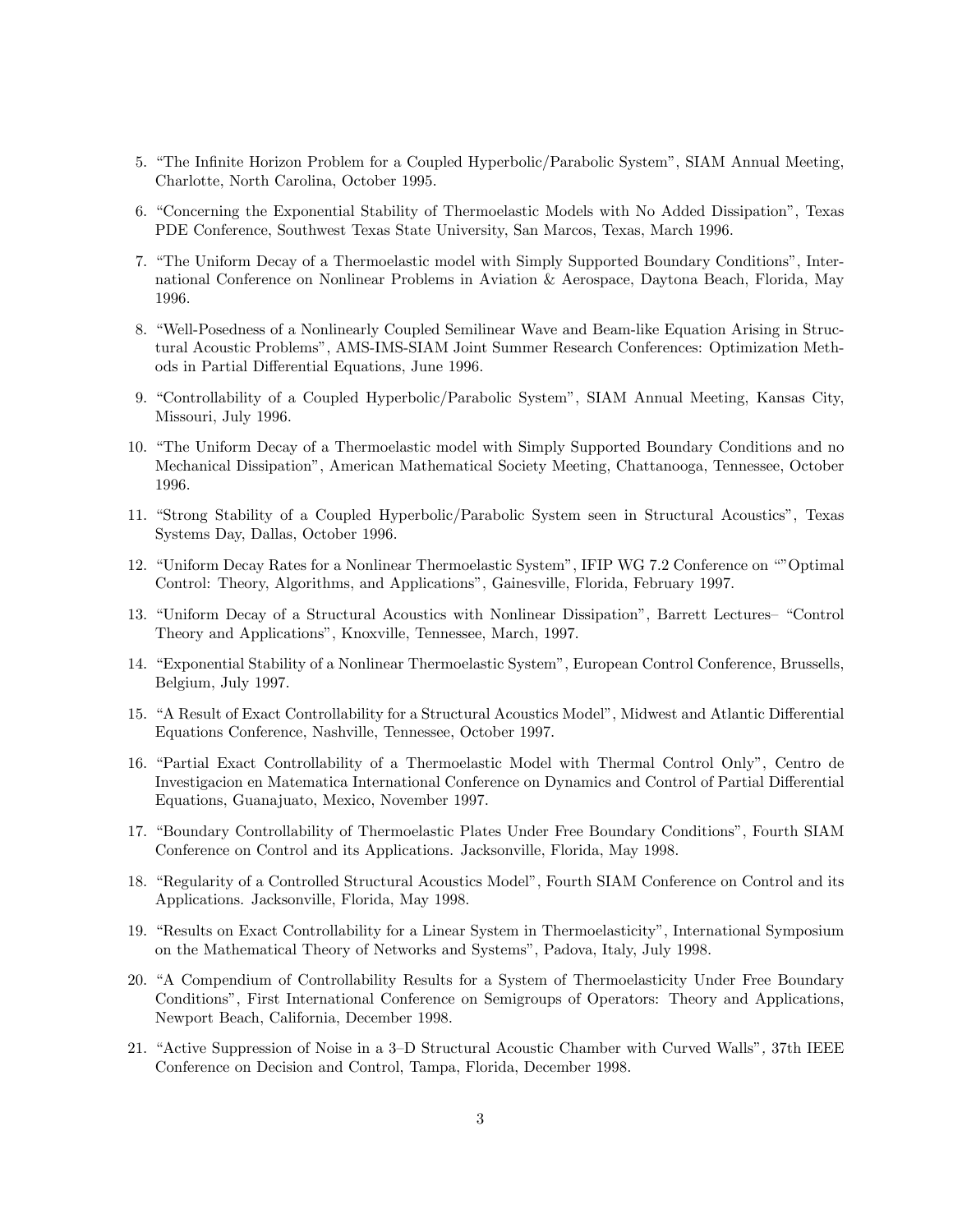5. "The Infinite Horizon Problem for a Coupled Hyperbolic/Parabolic System", SIAM Annual Meeting, Charlotte, North Carolina, October 1995.

6. "Concerning the Exponential Stability of Thermoelastic Models with No Added Dissipation", Texas PDE Conference, Southwest Texas State University, San Marcos, Texas, March 1996.

7. "The Uniform Decay of a Thermoelastic model with Simply Supported Boundary Conditions", International Conference on Nonlinear Problems in Aviation & Aerospace, Daytona Beach, Florida, May 1996.

8. "Well-Posedness of a Nonlinearly Coupled Semilinear Wave and Beam-like Equation Arising in Structural Acoustic Problems", AMS-IMS-SIAM Joint Summer Research Conferences: Optimization Methods in Partial Differential Equations, June 1996.

9. "Controllability of a Coupled Hyperbolic/Parabolic System", SIAM Annual Meeting, Kansas City, Missouri, July 1996.

10. "The Uniform Decay of a Thermoelastic model with Simply Supported Boundary Conditions and no Mechanical Dissipation", American Mathematical Society Meeting, Chattanooga, Tennessee, October 1996.

11. "Strong Stability of a Coupled Hyperbolic/Parabolic System seen in Structural Acoustics", Texas Systems Day, Dallas, October 1996.

12. "Uniform Decay Rates for a Nonlinear Thermoelastic System", IFIP WG 7.2 Conference on ""Optimal Control: Theory, Algorithms, and Applications", Gainesville, Florida, February 1997.

13. "Uniform Decay of a Structural Acoustics with Nonlinear Dissipation", Barrett Lectures– "Control Theory and Applications", Knoxville, Tennessee, March, 1997.

14. "Exponential Stability of a Nonlinear Thermoelastic System", European Control Conference, Brussells, Belgium, July 1997.

15. "A Result of Exact Controllability for a Structural Acoustics Model", Midwest and Atlantic Differential Equations Conference, Nashville, Tennessee, October 1997.

16. "Partial Exact Controllability of a Thermoelastic Model with Thermal Control Only", Centro de Investigacion en Matematica International Conference on Dynamics and Control of Partial Differential Equations, Guanajuato, Mexico, November 1997.

17. "Boundary Controllability of Thermoelastic Plates Under Free Boundary Conditions", Fourth SIAM Conference on Control and its Applications. Jacksonville, Florida, May 1998.

18. "Regularity of a Controlled Structural Acoustics Model", Fourth SIAM Conference on Control and its Applications. Jacksonville, Florida, May 1998.

19. "Results on Exact Controllability for a Linear System in Thermoelasticity", International Symposium on the Mathematical Theory of Networks and Systems", Padova, Italy, July 1998.

20. "A Compendium of Controllability Results for a System of Thermoelasticity Under Free Boundary Conditions", First International Conference on Semigroups of Operators: Theory and Applications, Newport Beach, California, December 1998.

21. "Active Suppression of Noise in a 3–D Structural Acoustic Chamber with Curved Walls", 37th IEEE Conference on Decision and Control, Tampa, Florida, December 1998.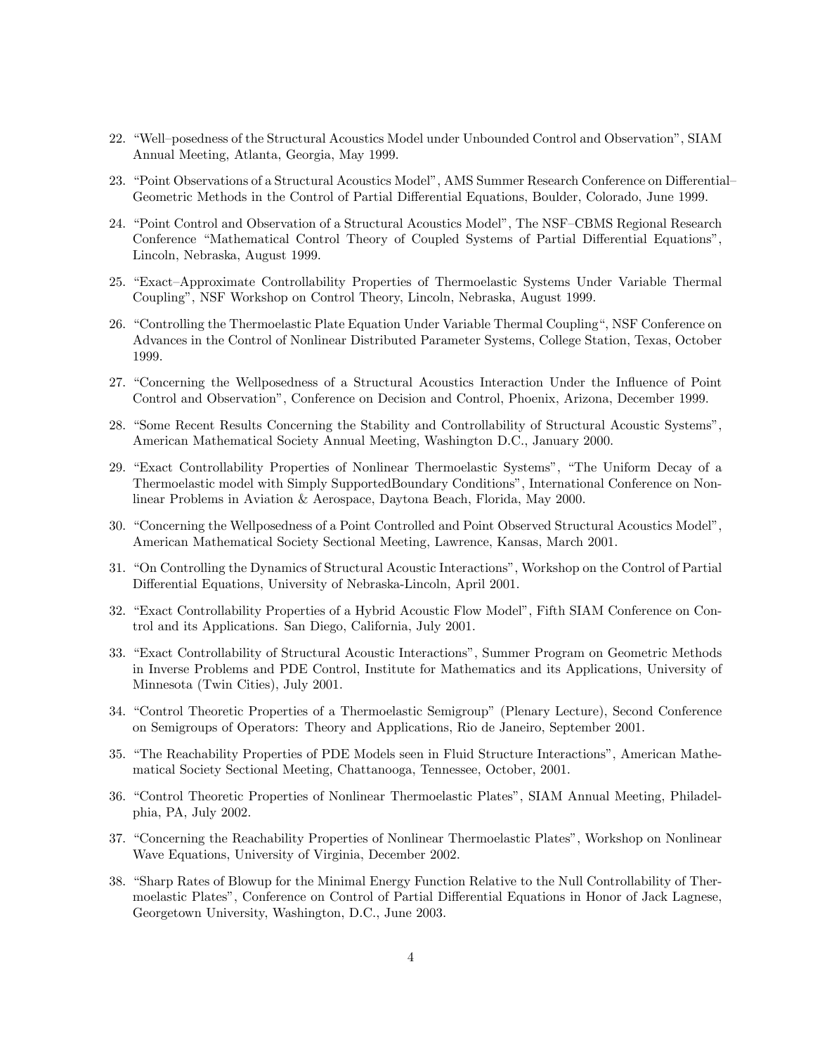22. "Well–posedness of the Structural Acoustics Model under Unbounded Control and Observation", SIAM Annual Meeting, Atlanta, Georgia, May 1999.

23. "Point Observations of a Structural Acoustics Model", AMS Summer Research Conference on Differential–Geometric Methods in the Control of Partial Differential Equations, Boulder, Colorado, June 1999.

24. "Point Control and Observation of a Structural Acoustics Model", The NSF–CBMS Regional Research Conference "Mathematical Control Theory of Coupled Systems of Partial Differential Equations", Lincoln, Nebraska, August 1999.

25. "Exact–Approximate Controllability Properties of Thermoelastic Systems Under Variable Thermal Coupling", NSF Workshop on Control Theory, Lincoln, Nebraska, August 1999.

26. "Controlling the Thermoelastic Plate Equation Under Variable Thermal Coupling", NSF Conference on Advances in the Control of Nonlinear Distributed Parameter Systems, College Station, Texas, October 1999.

27. "Concerning the Wellposedness of a Structural Acoustics Interaction Under the Influence of Point Control and Observation", Conference on Decision and Control, Phoenix, Arizona, December 1999.

28. "Some Recent Results Concerning the Stability and Controllability of Structural Acoustic Systems", American Mathematical Society Annual Meeting, Washington D.C., January 2000.

29. "Exact Controllability Properties of Nonlinear Thermoelastic Systems", "The Uniform Decay of a Thermoelastic model with Simply SupportedBoundary Conditions", International Conference on Nonlinear Problems in Aviation & Aerospace, Daytona Beach, Florida, May 2000.

30. "Concerning the Wellposedness of a Point Controlled and Point Observed Structural Acoustics Model", American Mathematical Society Sectional Meeting, Lawrence, Kansas, March 2001.

31. "On Controlling the Dynamics of Structural Acoustic Interactions", Workshop on the Control of Partial Differential Equations, University of Nebraska-Lincoln, April 2001.

32. "Exact Controllability Properties of a Hybrid Acoustic Flow Model", Fifth SIAM Conference on Control and its Applications. San Diego, California, July 2001.

33. "Exact Controllability of Structural Acoustic Interactions", Summer Program on Geometric Methods in Inverse Problems and PDE Control, Institute for Mathematics and its Applications, University of Minnesota (Twin Cities), July 2001.

34. "Control Theoretic Properties of a Thermoelastic Semigroup" (Plenary Lecture), Second Conference on Semigroups of Operators: Theory and Applications, Rio de Janeiro, September 2001.

35. "The Reachability Properties of PDE Models seen in Fluid Structure Interactions", American Mathematical Society Sectional Meeting, Chattanooga, Tennessee, October, 2001.

36. "Control Theoretic Properties of Nonlinear Thermoelastic Plates", SIAM Annual Meeting, Philadelphia, PA, July 2002.

37. "Concerning the Reachability Properties of Nonlinear Thermoelastic Plates", Workshop on Nonlinear Wave Equations, University of Virginia, December 2002.

38. "Sharp Rates of Blowup for the Minimal Energy Function Relative to the Null Controllability of Thermoelastic Plates", Conference on Control of Partial Differential Equations in Honor of Jack Lagnese, Georgetown University, Washington, D.C., June 2003.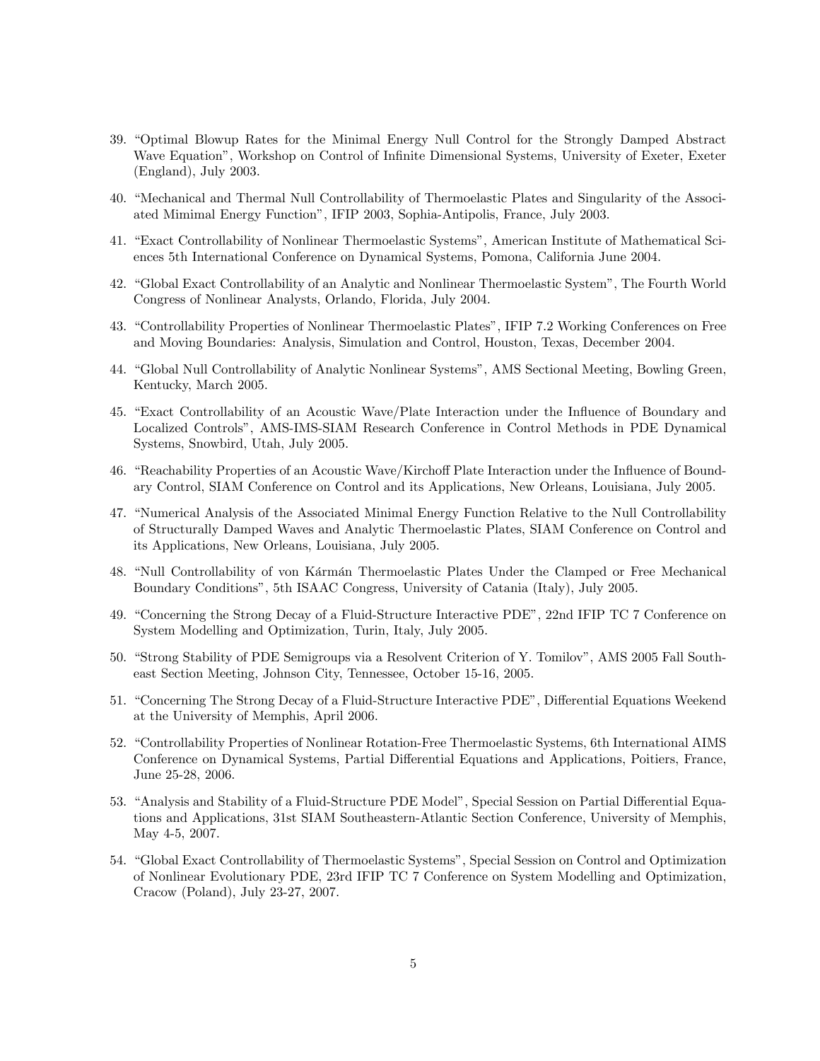39. "Optimal Blowup Rates for the Minimal Energy Null Control for the Strongly Damped Abstract Wave Equation", Workshop on Control of Infinite Dimensional Systems, University of Exeter, Exeter (England), July 2003.

40. "Mechanical and Thermal Null Controllability of Thermoelastic Plates and Singularity of the Associated Mimimal Energy Function", IFIP 2003, Sophia-Antipolis, France, July 2003.

41. "Exact Controllability of Nonlinear Thermoelastic Systems", American Institute of Mathematical Sciences 5th International Conference on Dynamical Systems, Pomona, California June 2004.

42. "Global Exact Controllability of an Analytic and Nonlinear Thermoelastic System", The Fourth World Congress of Nonlinear Analysts, Orlando, Florida, July 2004.

43. "Controllability Properties of Nonlinear Thermoelastic Plates", IFIP 7.2 Working Conferences on Free and Moving Boundaries: Analysis, Simulation and Control, Houston, Texas, December 2004.

44. "Global Null Controllability of Analytic Nonlinear Systems", AMS Sectional Meeting, Bowling Green, Kentucky, March 2005.

45. "Exact Controllability of an Acoustic Wave/Plate Interaction under the Influence of Boundary and Localized Controls", AMS-IMS-SIAM Research Conference in Control Methods in PDE Dynamical Systems, Snowbird, Utah, July 2005.

46. "Reachability Properties of an Acoustic Wave/Kirchoff Plate Interaction under the Influence of Boundary Control, SIAM Conference on Control and its Applications, New Orleans, Louisiana, July 2005.

47. "Numerical Analysis of the Associated Minimal Energy Function Relative to the Null Controllability of Structurally Damped Waves and Analytic Thermoelastic Plates, SIAM Conference on Control and its Applications, New Orleans, Louisiana, July 2005.

48. "Null Controllability of von Kármán Thermoelastic Plates Under the Clamped or Free Mechanical Boundary Conditions", 5th ISAAC Congress, University of Catania (Italy), July 2005.

49. "Concerning the Strong Decay of a Fluid-Structure Interactive PDE", 22nd IFIP TC 7 Conference on System Modelling and Optimization, Turin, Italy, July 2005.

50. "Strong Stability of PDE Semigroups via a Resolvent Criterion of Y. Tomilov", AMS 2005 Fall Southeast Section Meeting, Johnson City, Tennessee, October 15-16, 2005.

51. "Concerning The Strong Decay of a Fluid-Structure Interactive PDE", Differential Equations Weekend at the University of Memphis, April 2006.

52. "Controllability Properties of Nonlinear Rotation-Free Thermoelastic Systems, 6th International AIMS Conference on Dynamical Systems, Partial Differential Equations and Applications, Poitiers, France, June 25-28, 2006.

53. "Analysis and Stability of a Fluid-Structure PDE Model", Special Session on Partial Differential Equations and Applications, 31st SIAM Southeastern-Atlantic Section Conference, University of Memphis, May 4-5, 2007.

54. "Global Exact Controllability of Thermoelastic Systems", Special Session on Control and Optimization of Nonlinear Evolutionary PDE, 23rd IFIP TC 7 Conference on System Modelling and Optimization, Cracow (Poland), July 23-27, 2007.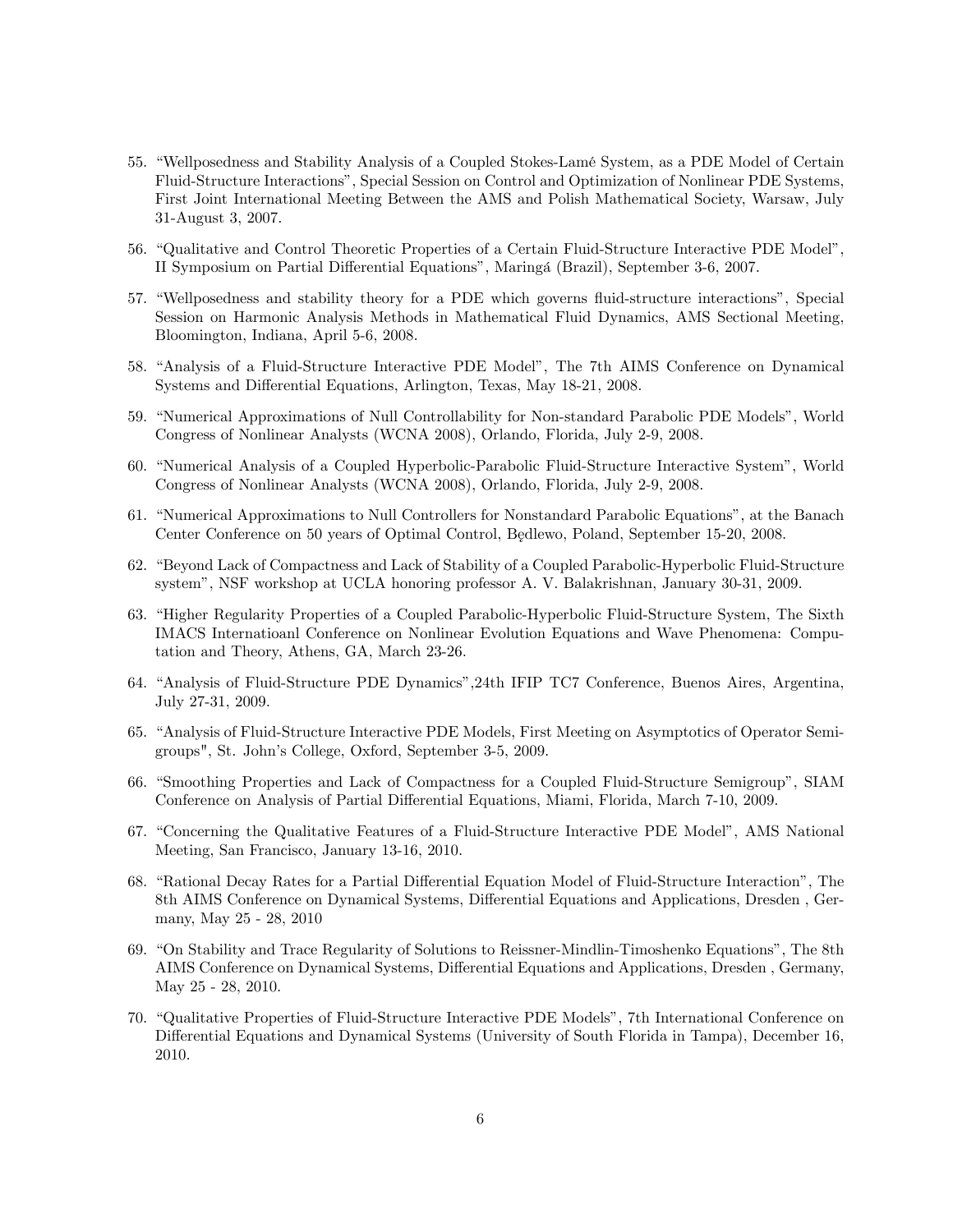55. "Wellposedness and Stability Analysis of a Coupled Stokes-Lamé System, as a PDE Model of Certain Fluid-Structure Interactions", Special Session on Control and Optimization of Nonlinear PDE Systems, First Joint International Meeting Between the AMS and Polish Mathematical Society, Warsaw, July 31-August 3, 2007.

56. "Qualitative and Control Theoretic Properties of a Certain Fluid-Structure Interactive PDE Model", II Symposium on Partial Differential Equations", Maringá (Brazil), September 3-6, 2007.

57. "Wellposedness and stability theory for a PDE which governs fluid-structure interactions", Special Session on Harmonic Analysis Methods in Mathematical Fluid Dynamics, AMS Sectional Meeting, Bloomington, Indiana, April 5-6, 2008.

58. "Analysis of a Fluid-Structure Interactive PDE Model", The 7th AIMS Conference on Dynamical Systems and Differential Equations, Arlington, Texas, May 18-21, 2008.

59. "Numerical Approximations of Null Controllability for Non-standard Parabolic PDE Models", World Congress of Nonlinear Analysts (WCNA 2008), Orlando, Florida, July 2-9, 2008.

60. "Numerical Analysis of a Coupled Hyperbolic-Parabolic Fluid-Structure Interactive System", World Congress of Nonlinear Analysts (WCNA 2008), Orlando, Florida, July 2-9, 2008.

61. "Numerical Approximations to Null Controllers for Nonstandard Parabolic Equations", at the Banach Center Conference on 50 years of Optimal Control, Będlewo, Poland, September 15-20, 2008.

62. "Beyond Lack of Compactness and Lack of Stability of a Coupled Parabolic-Hyperbolic Fluid-Structure system", NSF workshop at UCLA honoring professor A. V. Balakrishnan, January 30-31, 2009.

63. "Higher Regularity Properties of a Coupled Parabolic-Hyperbolic Fluid-Structure System, The Sixth IMACS Internatioanl Conference on Nonlinear Evolution Equations and Wave Phenomena: Computation and Theory, Athens, GA, March 23-26.

64. "Analysis of Fluid-Structure PDE Dynamics",24th IFIP TC7 Conference, Buenos Aires, Argentina, July 27-31, 2009.

65. "Analysis of Fluid-Structure Interactive PDE Models, First Meeting on Asymptotics of Operator Semigroups", St. John's College, Oxford, September 3-5, 2009.

66. "Smoothing Properties and Lack of Compactness for a Coupled Fluid-Structure Semigroup", SIAM Conference on Analysis of Partial Differential Equations, Miami, Florida, March 7-10, 2009.

67. "Concerning the Qualitative Features of a Fluid-Structure Interactive PDE Model", AMS National Meeting, San Francisco, January 13-16, 2010.

68. "Rational Decay Rates for a Partial Differential Equation Model of Fluid-Structure Interaction", The 8th AIMS Conference on Dynamical Systems, Differential Equations and Applications, Dresden , Germany, May 25 - 28, 2010

69. "On Stability and Trace Regularity of Solutions to Reissner-Mindlin-Timoshenko Equations", The 8th AIMS Conference on Dynamical Systems, Differential Equations and Applications, Dresden , Germany, May 25 - 28, 2010.

70. "Qualitative Properties of Fluid-Structure Interactive PDE Models", 7th International Conference on Differential Equations and Dynamical Systems (University of South Florida in Tampa), December 16, 2010.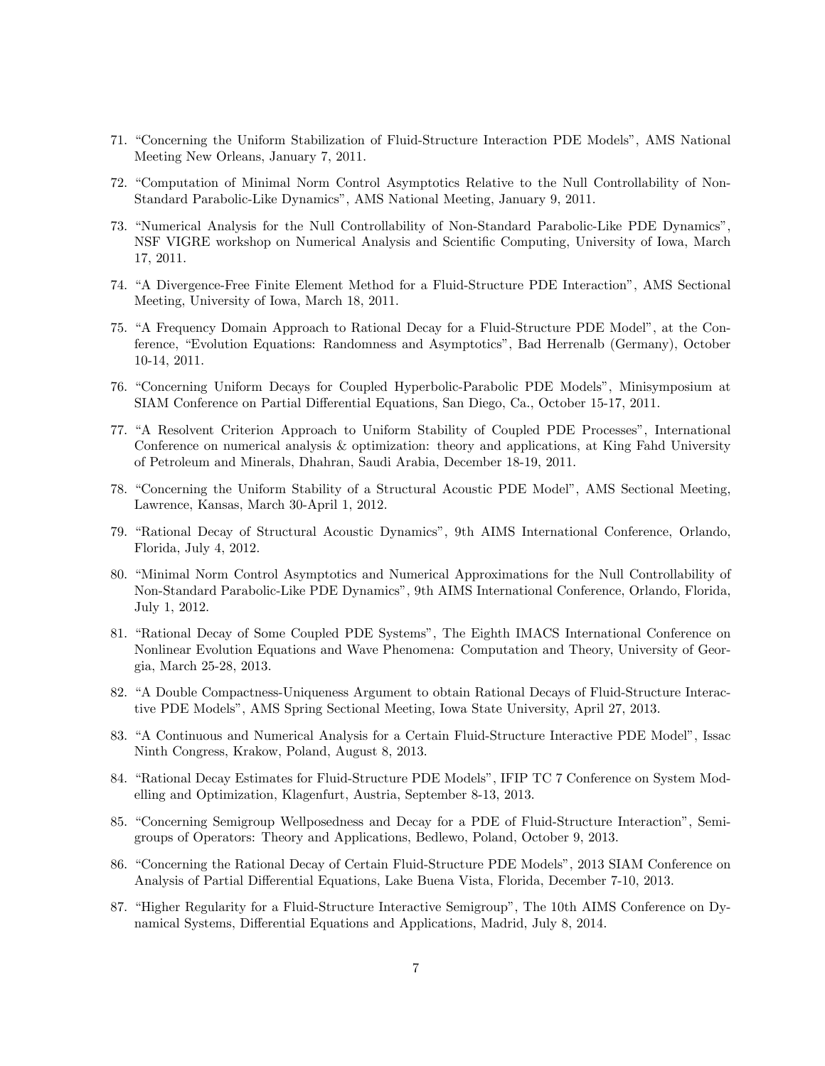71. "Concerning the Uniform Stabilization of Fluid-Structure Interaction PDE Models", AMS National Meeting New Orleans, January 7, 2011.

72. "Computation of Minimal Norm Control Asymptotics Relative to the Null Controllability of Non-Standard Parabolic-Like Dynamics", AMS National Meeting, January 9, 2011.

73. "Numerical Analysis for the Null Controllability of Non-Standard Parabolic-Like PDE Dynamics", NSF VIGRE workshop on Numerical Analysis and Scientific Computing, University of Iowa, March 17, 2011.

74. "A Divergence-Free Finite Element Method for a Fluid-Structure PDE Interaction", AMS Sectional Meeting, University of Iowa, March 18, 2011.

75. "A Frequency Domain Approach to Rational Decay for a Fluid-Structure PDE Model", at the Conference, "Evolution Equations: Randomness and Asymptotics", Bad Herrenalb (Germany), October 10-14, 2011.

76. "Concerning Uniform Decays for Coupled Hyperbolic-Parabolic PDE Models", Minisymposium at SIAM Conference on Partial Differential Equations, San Diego, Ca., October 15-17, 2011.

77. "A Resolvent Criterion Approach to Uniform Stability of Coupled PDE Processes", International Conference on numerical analysis & optimization: theory and applications, at King Fahd University of Petroleum and Minerals, Dhahran, Saudi Arabia, December 18-19, 2011.

78. "Concerning the Uniform Stability of a Structural Acoustic PDE Model", AMS Sectional Meeting, Lawrence, Kansas, March 30-April 1, 2012.

79. "Rational Decay of Structural Acoustic Dynamics", 9th AIMS International Conference, Orlando, Florida, July 4, 2012.

80. "Minimal Norm Control Asymptotics and Numerical Approximations for the Null Controllability of Non-Standard Parabolic-Like PDE Dynamics", 9th AIMS International Conference, Orlando, Florida, July 1, 2012.

81. "Rational Decay of Some Coupled PDE Systems", The Eighth IMACS International Conference on Nonlinear Evolution Equations and Wave Phenomena: Computation and Theory, University of Georgia, March 25-28, 2013.

82. "A Double Compactness-Uniqueness Argument to obtain Rational Decays of Fluid-Structure Interactive PDE Models", AMS Spring Sectional Meeting, Iowa State University, April 27, 2013.

83. "A Continuous and Numerical Analysis for a Certain Fluid-Structure Interactive PDE Model", Issac Ninth Congress, Krakow, Poland, August 8, 2013.

84. "Rational Decay Estimates for Fluid-Structure PDE Models", IFIP TC 7 Conference on System Modelling and Optimization, Klagenfurt, Austria, September 8-13, 2013.

85. "Concerning Semigroup Wellposedness and Decay for a PDE of Fluid-Structure Interaction", Semigroups of Operators: Theory and Applications, Bedlewo, Poland, October 9, 2013.

86. "Concerning the Rational Decay of Certain Fluid-Structure PDE Models", 2013 SIAM Conference on Analysis of Partial Differential Equations, Lake Buena Vista, Florida, December 7-10, 2013.

87. "Higher Regularity for a Fluid-Structure Interactive Semigroup", The 10th AIMS Conference on Dynamical Systems, Differential Equations and Applications, Madrid, July 8, 2014.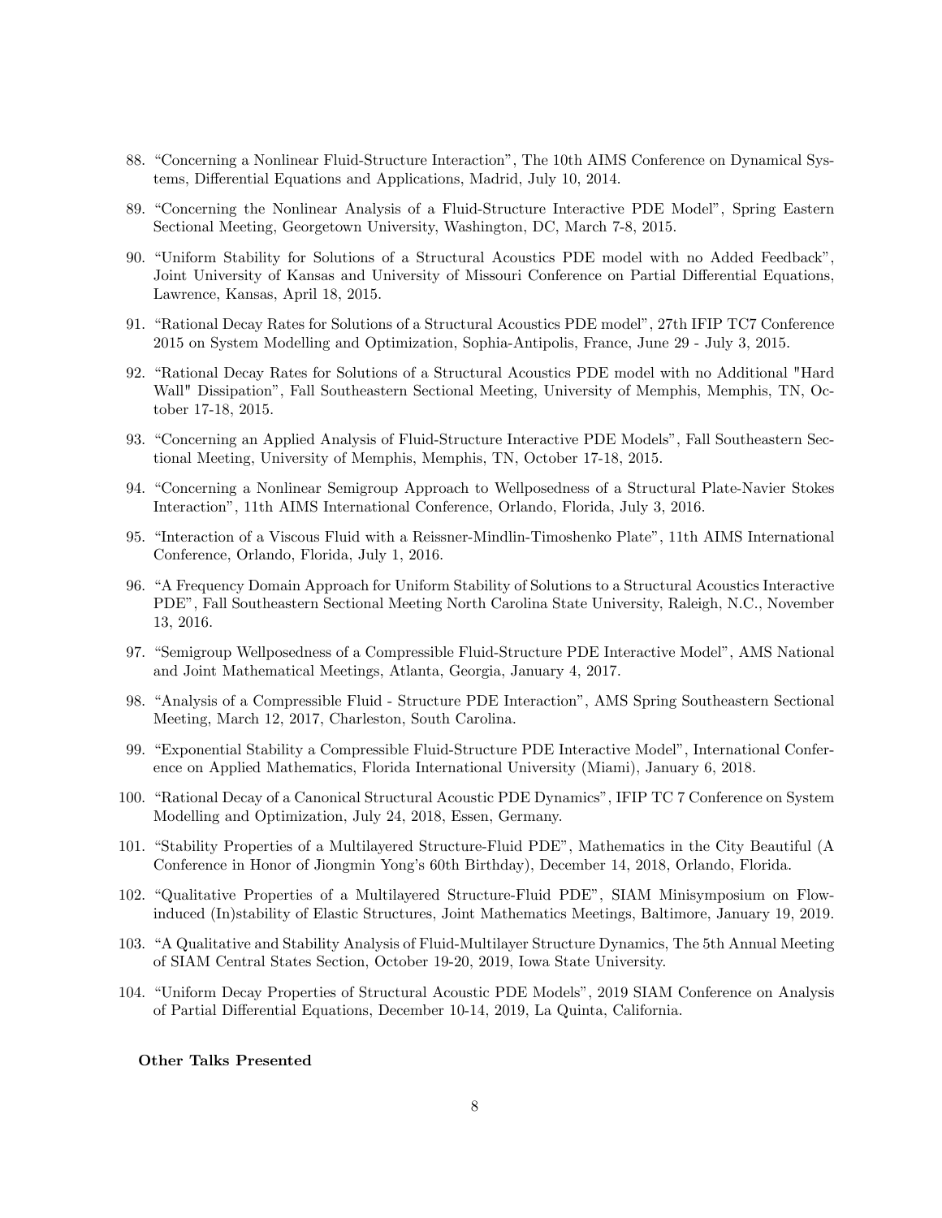88. "Concerning a Nonlinear Fluid-Structure Interaction", The 10th AIMS Conference on Dynamical Systems, Differential Equations and Applications, Madrid, July 10, 2014.

89. "Concerning the Nonlinear Analysis of a Fluid-Structure Interactive PDE Model", Spring Eastern Sectional Meeting, Georgetown University, Washington, DC, March 7-8, 2015.

90. "Uniform Stability for Solutions of a Structural Acoustics PDE model with no Added Feedback", Joint University of Kansas and University of Missouri Conference on Partial Differential Equations, Lawrence, Kansas, April 18, 2015.

91. "Rational Decay Rates for Solutions of a Structural Acoustics PDE model", 27th IFIP TC7 Conference 2015 on System Modelling and Optimization, Sophia-Antipolis, France, June 29 - July 3, 2015.

92. "Rational Decay Rates for Solutions of a Structural Acoustics PDE model with no Additional "Hard Wall" Dissipation", Fall Southeastern Sectional Meeting, University of Memphis, Memphis, TN, October 17-18, 2015.

93. "Concerning an Applied Analysis of Fluid-Structure Interactive PDE Models", Fall Southeastern Sectional Meeting, University of Memphis, Memphis, TN, October 17-18, 2015.

94. "Concerning a Nonlinear Semigroup Approach to Wellposedness of a Structural Plate-Navier Stokes Interaction", 11th AIMS International Conference, Orlando, Florida, July 3, 2016.

95. "Interaction of a Viscous Fluid with a Reissner-Mindlin-Timoshenko Plate", 11th AIMS International Conference, Orlando, Florida, July 1, 2016.

96. "A Frequency Domain Approach for Uniform Stability of Solutions to a Structural Acoustics Interactive PDE", Fall Southeastern Sectional Meeting North Carolina State University, Raleigh, N.C., November 13, 2016.

97. "Semigroup Wellposedness of a Compressible Fluid-Structure PDE Interactive Model", AMS National and Joint Mathematical Meetings, Atlanta, Georgia, January 4, 2017.

98. "Analysis of a Compressible Fluid - Structure PDE Interaction", AMS Spring Southeastern Sectional Meeting, March 12, 2017, Charleston, South Carolina.

99. "Exponential Stability a Compressible Fluid-Structure PDE Interactive Model", International Conference on Applied Mathematics, Florida International University (Miami), January 6, 2018.

100. "Rational Decay of a Canonical Structural Acoustic PDE Dynamics", IFIP TC 7 Conference on System Modelling and Optimization, July 24, 2018, Essen, Germany.

101. "Stability Properties of a Multilayered Structure-Fluid PDE", Mathematics in the City Beautiful (A Conference in Honor of Jiongmin Yong's 60th Birthday), December 14, 2018, Orlando, Florida.

102. "Qualitative Properties of a Multilayered Structure-Fluid PDE", SIAM Minisymposium on Flow-induced (In)stability of Elastic Structures, Joint Mathematics Meetings, Baltimore, January 19, 2019.

103. "A Qualitative and Stability Analysis of Fluid-Multilayer Structure Dynamics, The 5th Annual Meeting of SIAM Central States Section, October 19-20, 2019, Iowa State University.

104. "Uniform Decay Properties of Structural Acoustic PDE Models", 2019 SIAM Conference on Analysis of Partial Differential Equations, December 10-14, 2019, La Quinta, California.

**Other Talks Presented**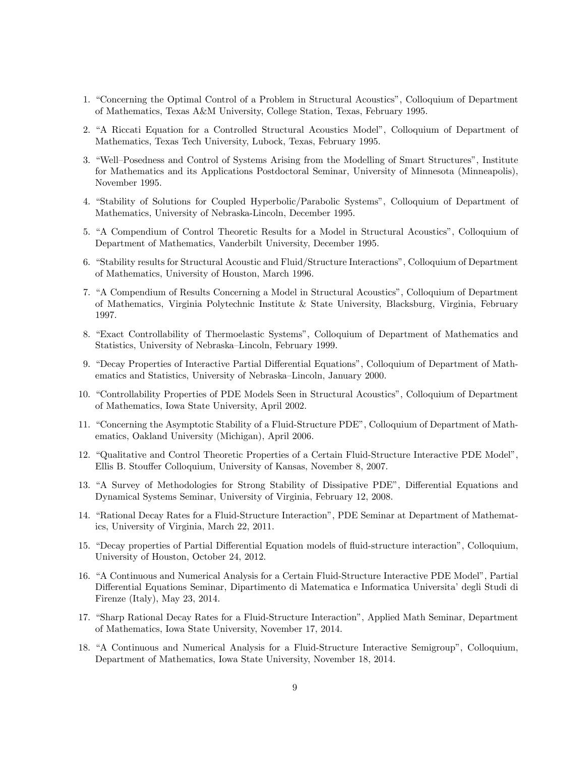1. "Concerning the Optimal Control of a Problem in Structural Acoustics", Colloquium of Department of Mathematics, Texas A&M University, College Station, Texas, February 1995.

2. "A Riccati Equation for a Controlled Structural Acoustics Model", Colloquium of Department of Mathematics, Texas Tech University, Lubock, Texas, February 1995.

3. "Well–Posedness and Control of Systems Arising from the Modelling of Smart Structures", Institute for Mathematics and its Applications Postdoctoral Seminar, University of Minnesota (Minneapolis), November 1995.

4. "Stability of Solutions for Coupled Hyperbolic/Parabolic Systems", Colloquium of Department of Mathematics, University of Nebraska-Lincoln, December 1995.

5. "A Compendium of Control Theoretic Results for a Model in Structural Acoustics", Colloquium of Department of Mathematics, Vanderbilt University, December 1995.

6. "Stability results for Structural Acoustic and Fluid/Structure Interactions", Colloquium of Department of Mathematics, University of Houston, March 1996.

7. "A Compendium of Results Concerning a Model in Structural Acoustics", Colloquium of Department of Mathematics, Virginia Polytechnic Institute & State University, Blacksburg, Virginia, February 1997.

8. "Exact Controllability of Thermoelastic Systems", Colloquium of Department of Mathematics and Statistics, University of Nebraska–Lincoln, February 1999.

9. "Decay Properties of Interactive Partial Differential Equations", Colloquium of Department of Mathematics and Statistics, University of Nebraska–Lincoln, January 2000.

10. "Controllability Properties of PDE Models Seen in Structural Acoustics", Colloquium of Department of Mathematics, Iowa State University, April 2002.

11. "Concerning the Asymptotic Stability of a Fluid-Structure PDE", Colloquium of Department of Mathematics, Oakland University (Michigan), April 2006.

12. "Qualitative and Control Theoretic Properties of a Certain Fluid-Structure Interactive PDE Model", Ellis B. Stouffer Colloquium, University of Kansas, November 8, 2007.

13. "A Survey of Methodologies for Strong Stability of Dissipative PDE", Differential Equations and Dynamical Systems Seminar, University of Virginia, February 12, 2008.

14. "Rational Decay Rates for a Fluid-Structure Interaction", PDE Seminar at Department of Mathematics, University of Virginia, March 22, 2011.

15. "Decay properties of Partial Differential Equation models of fluid-structure interaction", Colloquium, University of Houston, October 24, 2012.

16. "A Continuous and Numerical Analysis for a Certain Fluid-Structure Interactive PDE Model", Partial Differential Equations Seminar, Dipartimento di Matematica e Informatica Universita' degli Studi di Firenze (Italy), May 23, 2014.

17. "Sharp Rational Decay Rates for a Fluid-Structure Interaction", Applied Math Seminar, Department of Mathematics, Iowa State University, November 17, 2014.

18. "A Continuous and Numerical Analysis for a Fluid-Structure Interactive Semigroup", Colloquium, Department of Mathematics, Iowa State University, November 18, 2014.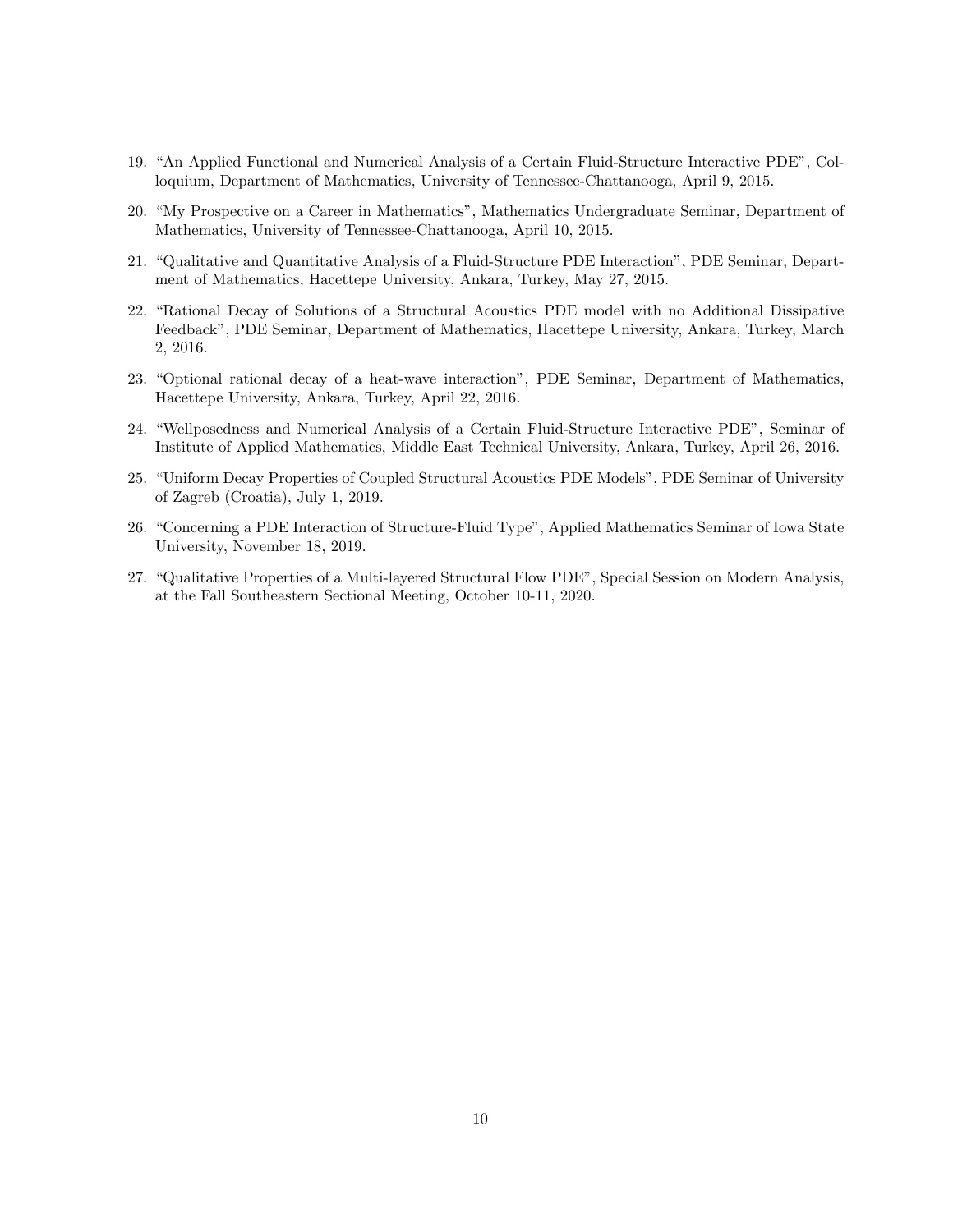19. “An Applied Functional and Numerical Analysis of a Certain Fluid-Structure Interactive PDE”, Colloquium, Department of Mathematics, University of Tennessee-Chattanooga, April 9, 2015.
20. “My Prospective on a Career in Mathematics”, Mathematics Undergraduate Seminar, Department of Mathematics, University of Tennessee-Chattanooga, April 10, 2015.
21. “Qualitative and Quantitative Analysis of a Fluid-Structure PDE Interaction”, PDE Seminar, Department of Mathematics, Hacettepe University, Ankara, Turkey, May 27, 2015.
22. “Rational Decay of Solutions of a Structural Acoustics PDE model with no Additional Dissipative Feedback”, PDE Seminar, Department of Mathematics, Hacettepe University, Ankara, Turkey, March 2, 2016.
23. “Optional rational decay of a heat-wave interaction”, PDE Seminar, Department of Mathematics, Hacettepe University, Ankara, Turkey, April 22, 2016.
24. “Wellposedness and Numerical Analysis of a Certain Fluid-Structure Interactive PDE”, Seminar of Institute of Applied Mathematics, Middle East Technical University, Ankara, Turkey, April 26, 2016.
25. “Uniform Decay Properties of Coupled Structural Acoustics PDE Models”, PDE Seminar of University of Zagreb (Croatia), July 1, 2019.
26. “Concerning a PDE Interaction of Structure-Fluid Type”, Applied Mathematics Seminar of Iowa State University, November 18, 2019.
27. “Qualitative Properties of a Multi-layered Structural Flow PDE”, Special Session on Modern Analysis, at the Fall Southeastern Sectional Meeting, October 10-11, 2020.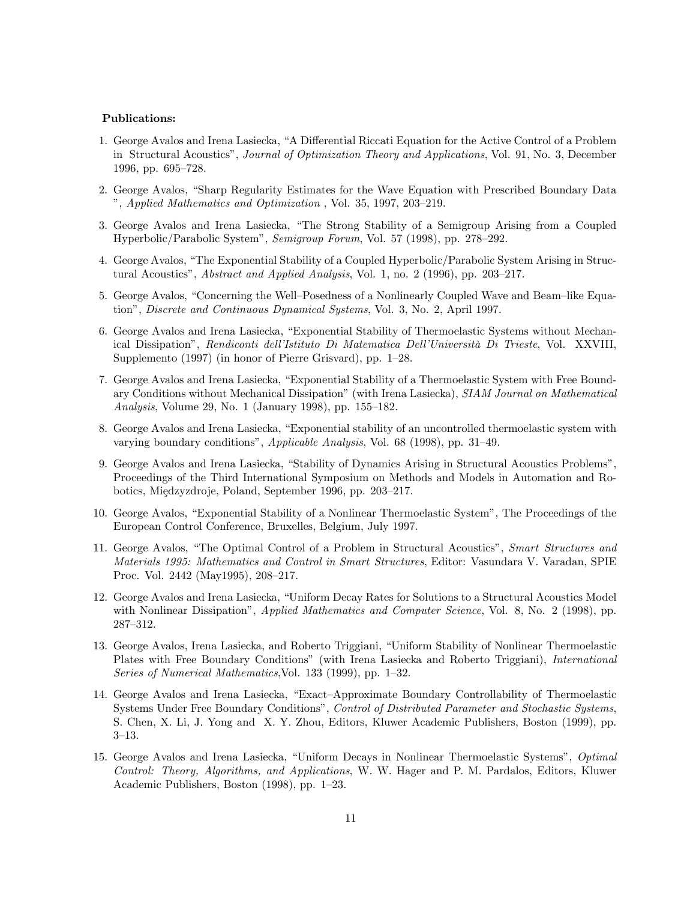**Publications:**

1. George Avalos and Irena Lasiecka, "A Differential Riccati Equation for the Active Control of a Problem in Structural Acoustics", *Journal of Optimization Theory and Applications*, Vol. 91, No. 3, December 1996, pp. 695–728.

2. George Avalos, "Sharp Regularity Estimates for the Wave Equation with Prescribed Boundary Data ", *Applied Mathematics and Optimization* , Vol. 35, 1997, 203–219.

3. George Avalos and Irena Lasiecka, "The Strong Stability of a Semigroup Arising from a Coupled Hyperbolic/Parabolic System", *Semigroup Forum*, Vol. 57 (1998), pp. 278–292.

4. George Avalos, "The Exponential Stability of a Coupled Hyperbolic/Parabolic System Arising in Structural Acoustics", *Abstract and Applied Analysis*, Vol. 1, no. 2 (1996), pp. 203–217.

5. George Avalos, "Concerning the Well–Posedness of a Nonlinearly Coupled Wave and Beam–like Equation", *Discrete and Continuous Dynamical Systems*, Vol. 3, No. 2, April 1997.

6. George Avalos and Irena Lasiecka, "Exponential Stability of Thermoelastic Systems without Mechanical Dissipation", *Rendiconti dell'Istituto Di Matematica Dell'Università Di Trieste*, Vol. XXVIII, Supplemento (1997) (in honor of Pierre Grisvard), pp. 1–28.

7. George Avalos and Irena Lasiecka, "Exponential Stability of a Thermoelastic System with Free Boundary Conditions without Mechanical Dissipation" (with Irena Lasiecka), *SIAM Journal on Mathematical Analysis*, Volume 29, No. 1 (January 1998), pp. 155–182.

8. George Avalos and Irena Lasiecka, "Exponential stability of an uncontrolled thermoelastic system with varying boundary conditions", *Applicable Analysis*, Vol. 68 (1998), pp. 31–49.

9. George Avalos and Irena Lasiecka, "Stability of Dynamics Arising in Structural Acoustics Problems", Proceedings of the Third International Symposium on Methods and Models in Automation and Robotics, Międzyzdroje, Poland, September 1996, pp. 203–217.

10. George Avalos, "Exponential Stability of a Nonlinear Thermoelastic System", The Proceedings of the European Control Conference, Bruxelles, Belgium, July 1997.

11. George Avalos, "The Optimal Control of a Problem in Structural Acoustics", *Smart Structures and Materials 1995: Mathematics and Control in Smart Structures*, Editor: Vasundara V. Varadan, SPIE Proc. Vol. 2442 (May1995), 208–217.

12. George Avalos and Irena Lasiecka, "Uniform Decay Rates for Solutions to a Structural Acoustics Model with Nonlinear Dissipation", *Applied Mathematics and Computer Science*, Vol. 8, No. 2 (1998), pp. 287–312.

13. George Avalos, Irena Lasiecka, and Roberto Triggiani, "Uniform Stability of Nonlinear Thermoelastic Plates with Free Boundary Conditions" (with Irena Lasiecka and Roberto Triggiani), *International Series of Numerical Mathematics*,Vol. 133 (1999), pp. 1–32.

14. George Avalos and Irena Lasiecka, "Exact–Approximate Boundary Controllability of Thermoelastic Systems Under Free Boundary Conditions", *Control of Distributed Parameter and Stochastic Systems*, S. Chen, X. Li, J. Yong and X. Y. Zhou, Editors, Kluwer Academic Publishers, Boston (1999), pp. 3–13.

15. George Avalos and Irena Lasiecka, "Uniform Decays in Nonlinear Thermoelastic Systems", *Optimal Control: Theory, Algorithms, and Applications*, W. W. Hager and P. M. Pardalos, Editors, Kluwer Academic Publishers, Boston (1998), pp. 1–23.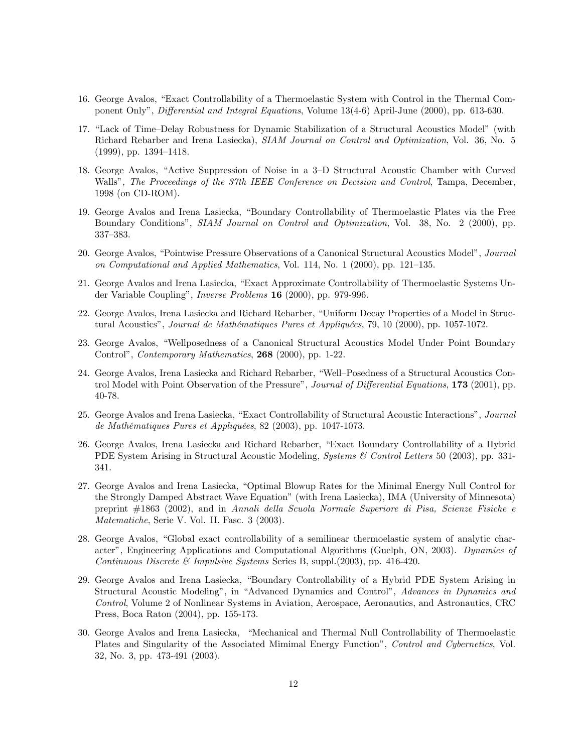16. George Avalos, "Exact Controllability of a Thermoelastic System with Control in the Thermal Component Only", *Differential and Integral Equations*, Volume 13(4-6) April-June (2000), pp. 613-630.

17. "Lack of Time–Delay Robustness for Dynamic Stabilization of a Structural Acoustics Model" (with Richard Rebarber and Irena Lasiecka), *SIAM Journal on Control and Optimization*, Vol. 36, No. 5 (1999), pp. 1394–1418.

18. George Avalos, "Active Suppression of Noise in a 3–D Structural Acoustic Chamber with Curved Walls", *The Proceedings of the 37th IEEE Conference on Decision and Control*, Tampa, December, 1998 (on CD-ROM).

19. George Avalos and Irena Lasiecka, "Boundary Controllability of Thermoelastic Plates via the Free Boundary Conditions", *SIAM Journal on Control and Optimization*, Vol. 38, No. 2 (2000), pp. 337–383.

20. George Avalos, "Pointwise Pressure Observations of a Canonical Structural Acoustics Model", *Journal on Computational and Applied Mathematics*, Vol. 114, No. 1 (2000), pp. 121–135.

21. George Avalos and Irena Lasiecka, "Exact Approximate Controllability of Thermoelastic Systems Under Variable Coupling", *Inverse Problems* **16** (2000), pp. 979-996.

22. George Avalos, Irena Lasiecka and Richard Rebarber, "Uniform Decay Properties of a Model in Structural Acoustics", *Journal de Mathématiques Pures et Appliquées*, 79, 10 (2000), pp. 1057-1072.

23. George Avalos, "Wellposedness of a Canonical Structural Acoustics Model Under Point Boundary Control", *Contemporary Mathematics*, **268** (2000), pp. 1-22.

24. George Avalos, Irena Lasiecka and Richard Rebarber, "Well–Posedness of a Structural Acoustics Control Model with Point Observation of the Pressure", *Journal of Differential Equations*, **173** (2001), pp. 40-78.

25. George Avalos and Irena Lasiecka, "Exact Controllability of Structural Acoustic Interactions", *Journal de Mathématiques Pures et Appliquées*, 82 (2003), pp. 1047-1073.

26. George Avalos, Irena Lasiecka and Richard Rebarber, "Exact Boundary Controllability of a Hybrid PDE System Arising in Structural Acoustic Modeling, *Systems & Control Letters* 50 (2003), pp. 331-341.

27. George Avalos and Irena Lasiecka, "Optimal Blowup Rates for the Minimal Energy Null Control for the Strongly Damped Abstract Wave Equation" (with Irena Lasiecka), IMA (University of Minnesota) preprint #1863 (2002), and in *Annali della Scuola Normale Superiore di Pisa, Scienze Fisiche e Matematiche*, Serie V. Vol. II. Fasc. 3 (2003).

28. George Avalos, "Global exact controllability of a semilinear thermoelastic system of analytic character", Engineering Applications and Computational Algorithms (Guelph, ON, 2003). *Dynamics of Continuous Discrete & Impulsive Systems* Series B, suppl.(2003), pp. 416-420.

29. George Avalos and Irena Lasiecka, "Boundary Controllability of a Hybrid PDE System Arising in Structural Acoustic Modeling", in "Advanced Dynamics and Control", *Advances in Dynamics and Control*, Volume 2 of Nonlinear Systems in Aviation, Aerospace, Aeronautics, and Astronautics, CRC Press, Boca Raton (2004), pp. 155-173.

30. George Avalos and Irena Lasiecka, "Mechanical and Thermal Null Controllability of Thermoelastic Plates and Singularity of the Associated Mimimal Energy Function", *Control and Cybernetics*, Vol. 32, No. 3, pp. 473-491 (2003).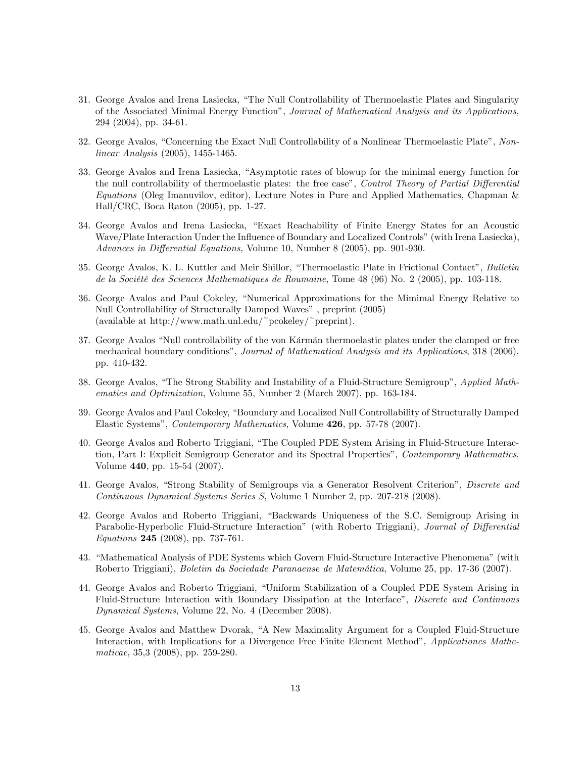31. George Avalos and Irena Lasiecka, "The Null Controllability of Thermoelastic Plates and Singularity of the Associated Minimal Energy Function", *Journal of Mathematical Analysis and its Applications,* 294 (2004), pp. 34-61.

32. George Avalos, "Concerning the Exact Null Controllability of a Nonlinear Thermoelastic Plate", *Nonlinear Analysis* (2005), 1455-1465.

33. George Avalos and Irena Lasiecka, "Asymptotic rates of blowup for the minimal energy function for the null controllability of thermoelastic plates: the free case", *Control Theory of Partial Differential Equations* (Oleg Imanuvilov, editor), Lecture Notes in Pure and Applied Mathematics, Chapman & Hall/CRC, Boca Raton (2005), pp. 1-27.

34. George Avalos and Irena Lasiecka, "Exact Reachability of Finite Energy States for an Acoustic Wave/Plate Interaction Under the Influence of Boundary and Localized Controls" (with Irena Lasiecka), *Advances in Differential Equations,* Volume 10, Number 8 (2005), pp. 901-930.

35. George Avalos, K. L. Kuttler and Meir Shillor, "Thermoelastic Plate in Frictional Contact", *Bulletin de la Société des Sciences Mathematiques de Roumaine*, Tome 48 (96) No. 2 (2005), pp. 103-118.

36. George Avalos and Paul Cokeley, "Numerical Approximations for the Mimimal Energy Relative to Null Controllability of Structurally Damped Waves" , preprint (2005) (available at http://www.math.unl.edu/~pcokeley/~preprint).

37. George Avalos "Null controllability of the von Kármán thermoelastic plates under the clamped or free mechanical boundary conditions", *Journal of Mathematical Analysis and its Applications*, 318 (2006), pp. 410-432.

38. George Avalos, "The Strong Stability and Instability of a Fluid-Structure Semigroup", *Applied Mathematics and Optimization*, Volume 55, Number 2 (March 2007), pp. 163-184.

39. George Avalos and Paul Cokeley, "Boundary and Localized Null Controllability of Structurally Damped Elastic Systems", *Contemporary Mathematics*, Volume **426**, pp. 57-78 (2007).

40. George Avalos and Roberto Triggiani, "The Coupled PDE System Arising in Fluid-Structure Interaction, Part I: Explicit Semigroup Generator and its Spectral Properties", *Contemporary Mathematics*, Volume **440**, pp. 15-54 (2007).

41. George Avalos, "Strong Stability of Semigroups via a Generator Resolvent Criterion", *Discrete and Continuous Dynamical Systems Series S*, Volume 1 Number 2, pp. 207-218 (2008).

42. George Avalos and Roberto Triggiani, "Backwards Uniqueness of the S.C. Semigroup Arising in Parabolic-Hyperbolic Fluid-Structure Interaction" (with Roberto Triggiani), *Journal of Differential Equations* **245** (2008), pp. 737-761.

43. "Mathematical Analysis of PDE Systems which Govern Fluid-Structure Interactive Phenomena" (with Roberto Triggiani), *Boletim da Sociedade Paranaense de Matemática*, Volume 25, pp. 17-36 (2007).

44. George Avalos and Roberto Triggiani, "Uniform Stabilization of a Coupled PDE System Arising in Fluid-Structure Interaction with Boundary Dissipation at the Interface", *Discrete and Continuous Dynamical Systems*, Volume 22, No. 4 (December 2008).

45. George Avalos and Matthew Dvorak, "A New Maximality Argument for a Coupled Fluid-Structure Interaction, with Implications for a Divergence Free Finite Element Method", *Applicationes Mathematicae*, 35,3 (2008), pp. 259-280.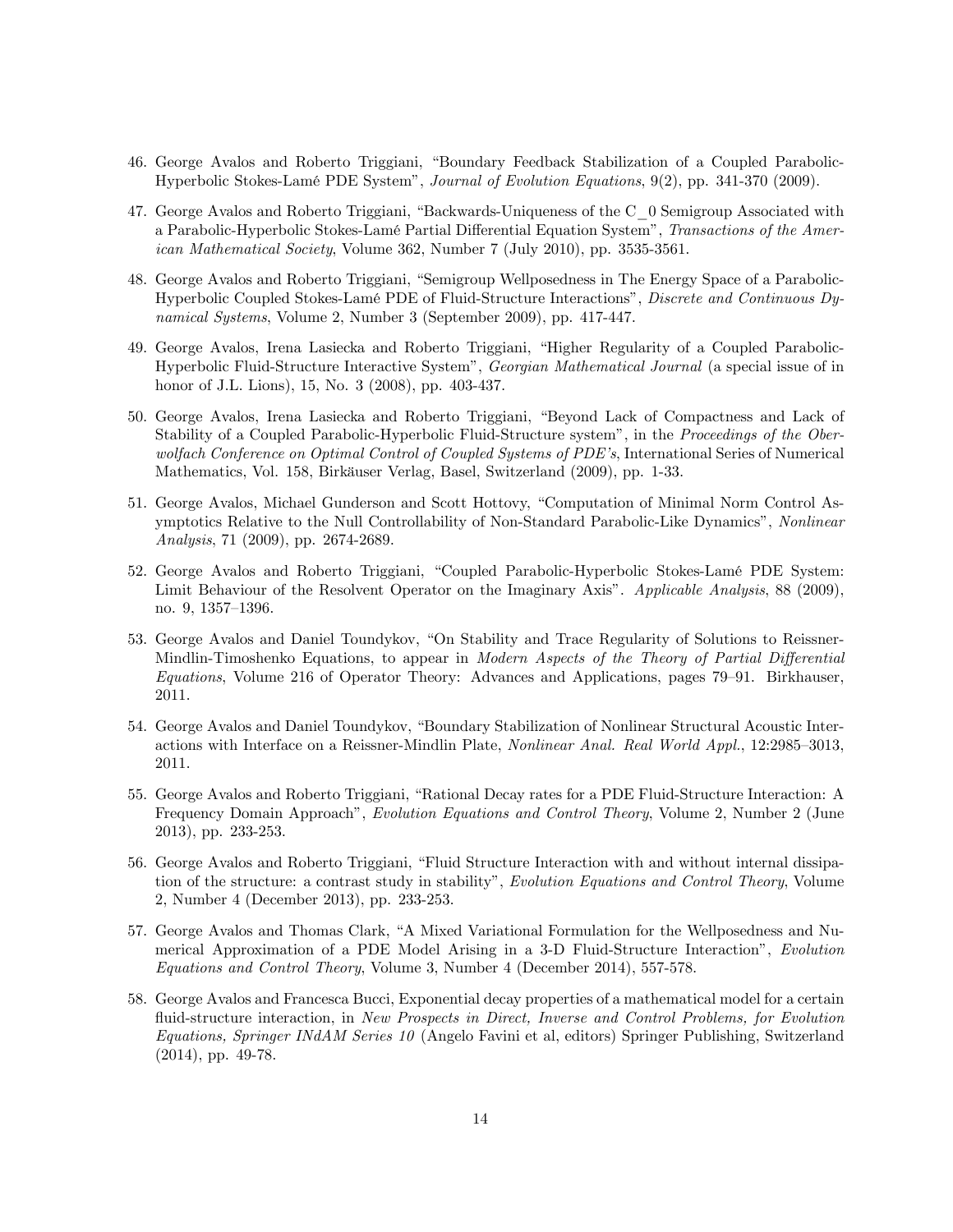46. George Avalos and Roberto Triggiani, "Boundary Feedback Stabilization of a Coupled Parabolic-Hyperbolic Stokes-Lamé PDE System", *Journal of Evolution Equations*, 9(2), pp. 341-370 (2009).

47. George Avalos and Roberto Triggiani, "Backwards-Uniqueness of the C_0 Semigroup Associated with a Parabolic-Hyperbolic Stokes-Lamé Partial Differential Equation System", *Transactions of the American Mathematical Society*, Volume 362, Number 7 (July 2010), pp. 3535-3561.

48. George Avalos and Roberto Triggiani, "Semigroup Wellposedness in The Energy Space of a Parabolic-Hyperbolic Coupled Stokes-Lamé PDE of Fluid-Structure Interactions", *Discrete and Continuous Dynamical Systems*, Volume 2, Number 3 (September 2009), pp. 417-447.

49. George Avalos, Irena Lasiecka and Roberto Triggiani, "Higher Regularity of a Coupled Parabolic-Hyperbolic Fluid-Structure Interactive System", *Georgian Mathematical Journal* (a special issue of in honor of J.L. Lions), 15, No. 3 (2008), pp. 403-437.

50. George Avalos, Irena Lasiecka and Roberto Triggiani, "Beyond Lack of Compactness and Lack of Stability of a Coupled Parabolic-Hyperbolic Fluid-Structure system", in the *Proceedings of the Oberwolfach Conference on Optimal Control of Coupled Systems of PDE's*, International Series of Numerical Mathematics, Vol. 158, Birkäuser Verlag, Basel, Switzerland (2009), pp. 1-33.

51. George Avalos, Michael Gunderson and Scott Hottovy, "Computation of Minimal Norm Control Asymptotics Relative to the Null Controllability of Non-Standard Parabolic-Like Dynamics", *Nonlinear Analysis*, 71 (2009), pp. 2674-2689.

52. George Avalos and Roberto Triggiani, "Coupled Parabolic-Hyperbolic Stokes-Lamé PDE System: Limit Behaviour of the Resolvent Operator on the Imaginary Axis". *Applicable Analysis*, 88 (2009), no. 9, 1357–1396.

53. George Avalos and Daniel Toundykov, "On Stability and Trace Regularity of Solutions to Reissner-Mindlin-Timoshenko Equations, to appear in *Modern Aspects of the Theory of Partial Differential Equations*, Volume 216 of Operator Theory: Advances and Applications, pages 79–91. Birkhauser, 2011.

54. George Avalos and Daniel Toundykov, "Boundary Stabilization of Nonlinear Structural Acoustic Interactions with Interface on a Reissner-Mindlin Plate, *Nonlinear Anal. Real World Appl.*, 12:2985–3013, 2011.

55. George Avalos and Roberto Triggiani, "Rational Decay rates for a PDE Fluid-Structure Interaction: A Frequency Domain Approach", *Evolution Equations and Control Theory*, Volume 2, Number 2 (June 2013), pp. 233-253.

56. George Avalos and Roberto Triggiani, "Fluid Structure Interaction with and without internal dissipation of the structure: a contrast study in stability", *Evolution Equations and Control Theory*, Volume 2, Number 4 (December 2013), pp. 233-253.

57. George Avalos and Thomas Clark, "A Mixed Variational Formulation for the Wellposedness and Numerical Approximation of a PDE Model Arising in a 3-D Fluid-Structure Interaction", *Evolution Equations and Control Theory*, Volume 3, Number 4 (December 2014), 557-578.

58. George Avalos and Francesca Bucci, Exponential decay properties of a mathematical model for a certain fluid-structure interaction, in *New Prospects in Direct, Inverse and Control Problems, for Evolution Equations, Springer INdAM Series 10* (Angelo Favini et al, editors) Springer Publishing, Switzerland (2014), pp. 49-78.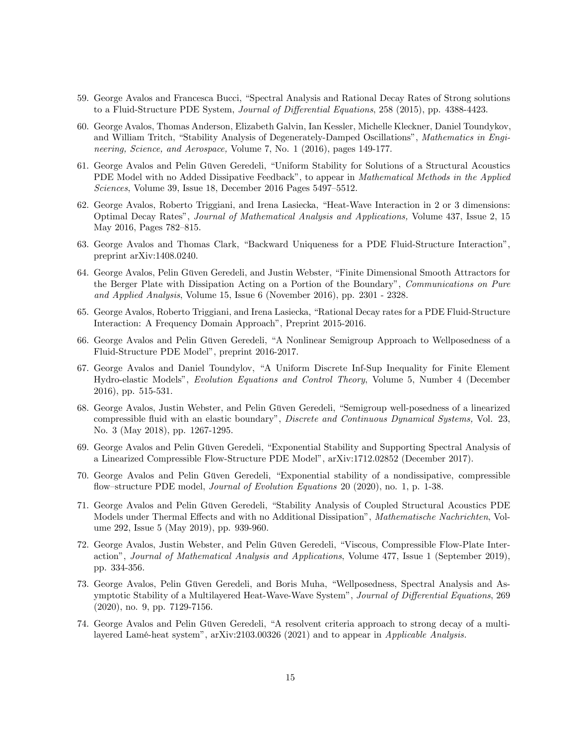59. George Avalos and Francesca Bucci, "Spectral Analysis and Rational Decay Rates of Strong solutions to a Fluid-Structure PDE System, *Journal of Differential Equations*, 258 (2015), pp. 4388-4423.

60. George Avalos, Thomas Anderson, Elizabeth Galvin, Ian Kessler, Michelle Kleckner, Daniel Toundykov, and William Tritch, "Stability Analysis of Degenerately-Damped Oscillations", *Mathematics in Engineering, Science, and Aerospace,* Volume 7, No. 1 (2016), pages 149-177.

61. George Avalos and Pelin Güven Geredeli, "Uniform Stability for Solutions of a Structural Acoustics PDE Model with no Added Dissipative Feedback", to appear in *Mathematical Methods in the Applied Sciences*, Volume 39, Issue 18, December 2016 Pages 5497–5512.

62. George Avalos, Roberto Triggiani, and Irena Lasiecka, "Heat-Wave Interaction in 2 or 3 dimensions: Optimal Decay Rates", *Journal of Mathematical Analysis and Applications,* Volume 437, Issue 2, 15 May 2016, Pages 782–815.

63. George Avalos and Thomas Clark, "Backward Uniqueness for a PDE Fluid-Structure Interaction", preprint arXiv:1408.0240.

64. George Avalos, Pelin Güven Geredeli, and Justin Webster, "Finite Dimensional Smooth Attractors for the Berger Plate with Dissipation Acting on a Portion of the Boundary", *Communications on Pure and Applied Analysis*, Volume 15, Issue 6 (November 2016), pp. 2301 - 2328.

65. George Avalos, Roberto Triggiani, and Irena Lasiecka, "Rational Decay rates for a PDE Fluid-Structure Interaction: A Frequency Domain Approach", Preprint 2015-2016.

66. George Avalos and Pelin Güven Geredeli, "A Nonlinear Semigroup Approach to Wellposedness of a Fluid-Structure PDE Model", preprint 2016-2017.

67. George Avalos and Daniel Toundylov, "A Uniform Discrete Inf-Sup Inequality for Finite Element Hydro-elastic Models", *Evolution Equations and Control Theory*, Volume 5, Number 4 (December 2016), pp. 515-531.

68. George Avalos, Justin Webster, and Pelin Güven Geredeli, "Semigroup well-posedness of a linearized compressible fluid with an elastic boundary", *Discrete and Continuous Dynamical Systems,* Vol. 23, No. 3 (May 2018), pp. 1267-1295.

69. George Avalos and Pelin Güven Geredeli, "Exponential Stability and Supporting Spectral Analysis of a Linearized Compressible Flow-Structure PDE Model", arXiv:1712.02852 (December 2017).

70. George Avalos and Pelin Güven Geredeli, "Exponential stability of a nondissipative, compressible flow–structure PDE model, *Journal of Evolution Equations* 20 (2020), no. 1, p. 1-38.

71. George Avalos and Pelin Güven Geredeli, "Stability Analysis of Coupled Structural Acoustics PDE Models under Thermal Effects and with no Additional Dissipation", *Mathematische Nachrichten*, Volume 292, Issue 5 (May 2019), pp. 939-960.

72. George Avalos, Justin Webster, and Pelin Güven Geredeli, "Viscous, Compressible Flow-Plate Interaction", *Journal of Mathematical Analysis and Applications*, Volume 477, Issue 1 (September 2019), pp. 334-356.

73. George Avalos, Pelin Güven Geredeli, and Boris Muha, "Wellposedness, Spectral Analysis and Asymptotic Stability of a Multilayered Heat-Wave-Wave System", *Journal of Differential Equations*, 269 (2020), no. 9, pp. 7129-7156.

74. George Avalos and Pelin Güven Geredeli, "A resolvent criteria approach to strong decay of a multilayered Lamé-heat system", arXiv:2103.00326 (2021) and to appear in *Applicable Analysis.*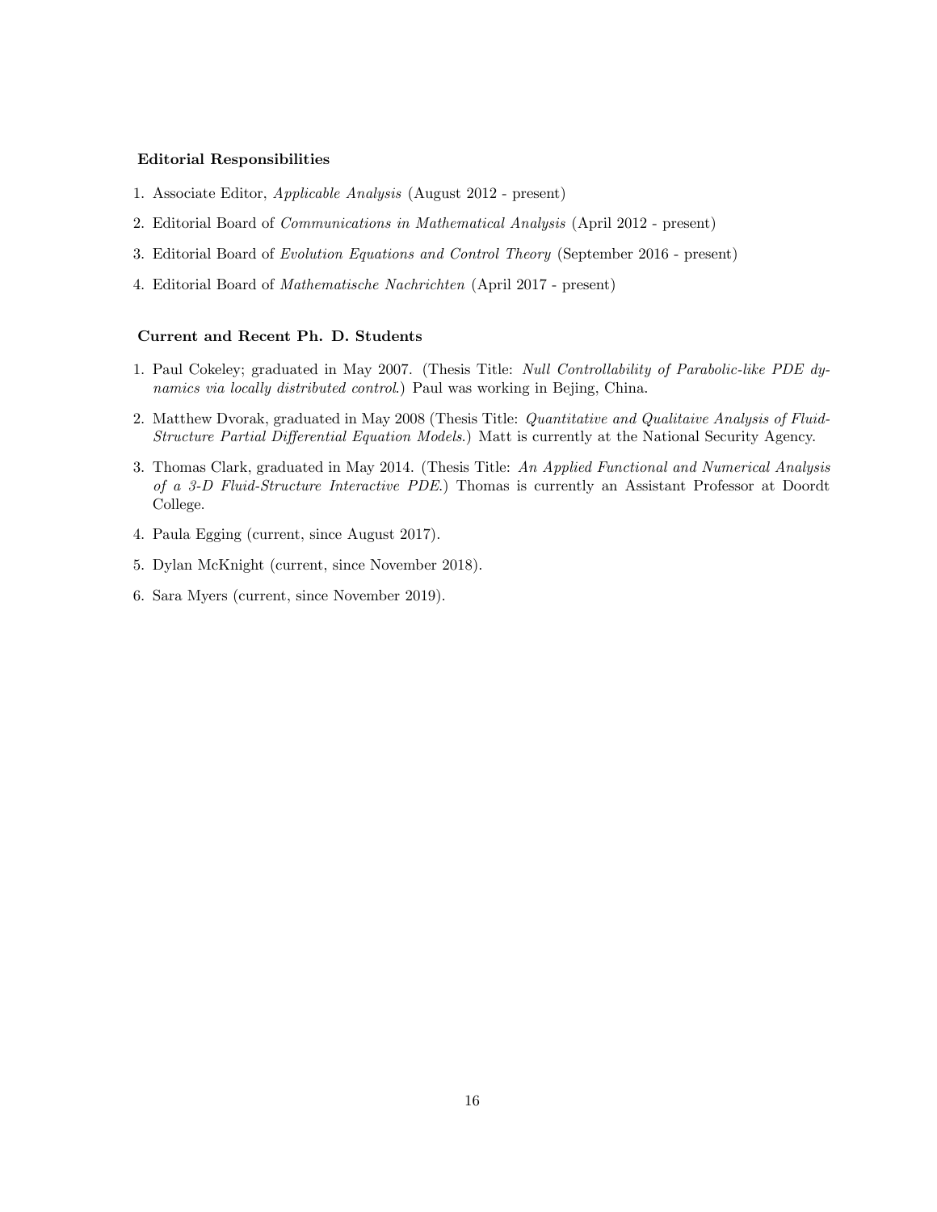**Editorial Responsibilities**

1. Associate Editor, *Applicable Analysis* (August 2012 - present)
2. Editorial Board of *Communications in Mathematical Analysis* (April 2012 - present)
3. Editorial Board of *Evolution Equations and Control Theory* (September 2016 - present)
4. Editorial Board of *Mathematische Nachrichten* (April 2017 - present)

**Current and Recent Ph. D. Students**

1. Paul Cokeley; graduated in May 2007. (Thesis Title: *Null Controllability of Parabolic-like PDE dynamics via locally distributed control*.) Paul was working in Bejing, China.
2. Matthew Dvorak, graduated in May 2008 (Thesis Title: *Quantitative and Qualitaive Analysis of Fluid-Structure Partial Differential Equation Models*.) Matt is currently at the National Security Agency.
3. Thomas Clark, graduated in May 2014. (Thesis Title: *An Applied Functional and Numerical Analysis of a 3-D Fluid-Structure Interactive PDE*.) Thomas is currently an Assistant Professor at Doordt College.
4. Paula Egging (current, since August 2017).
5. Dylan McKnight (current, since November 2018).
6. Sara Myers (current, since November 2019).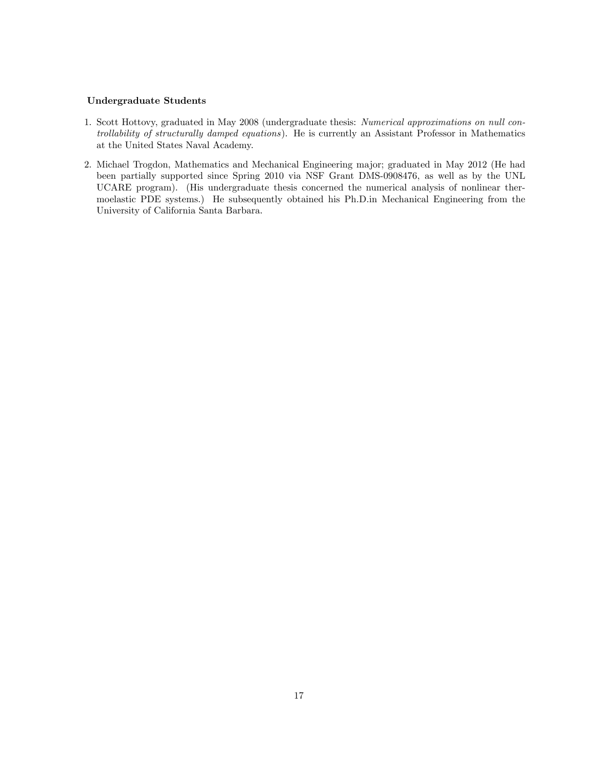**Undergraduate Students**

1. Scott Hottovy, graduated in May 2008 (undergraduate thesis: *Numerical approximations on null controllability of structurally damped equations*). He is currently an Assistant Professor in Mathematics at the United States Naval Academy.

2. Michael Trogdon, Mathematics and Mechanical Engineering major; graduated in May 2012 (He had been partially supported since Spring 2010 via NSF Grant DMS-0908476, as well as by the UNL UCARE program). (His undergraduate thesis concerned the numerical analysis of nonlinear thermoelastic PDE systems.) He subsequently obtained his Ph.D.in Mechanical Engineering from the University of California Santa Barbara.